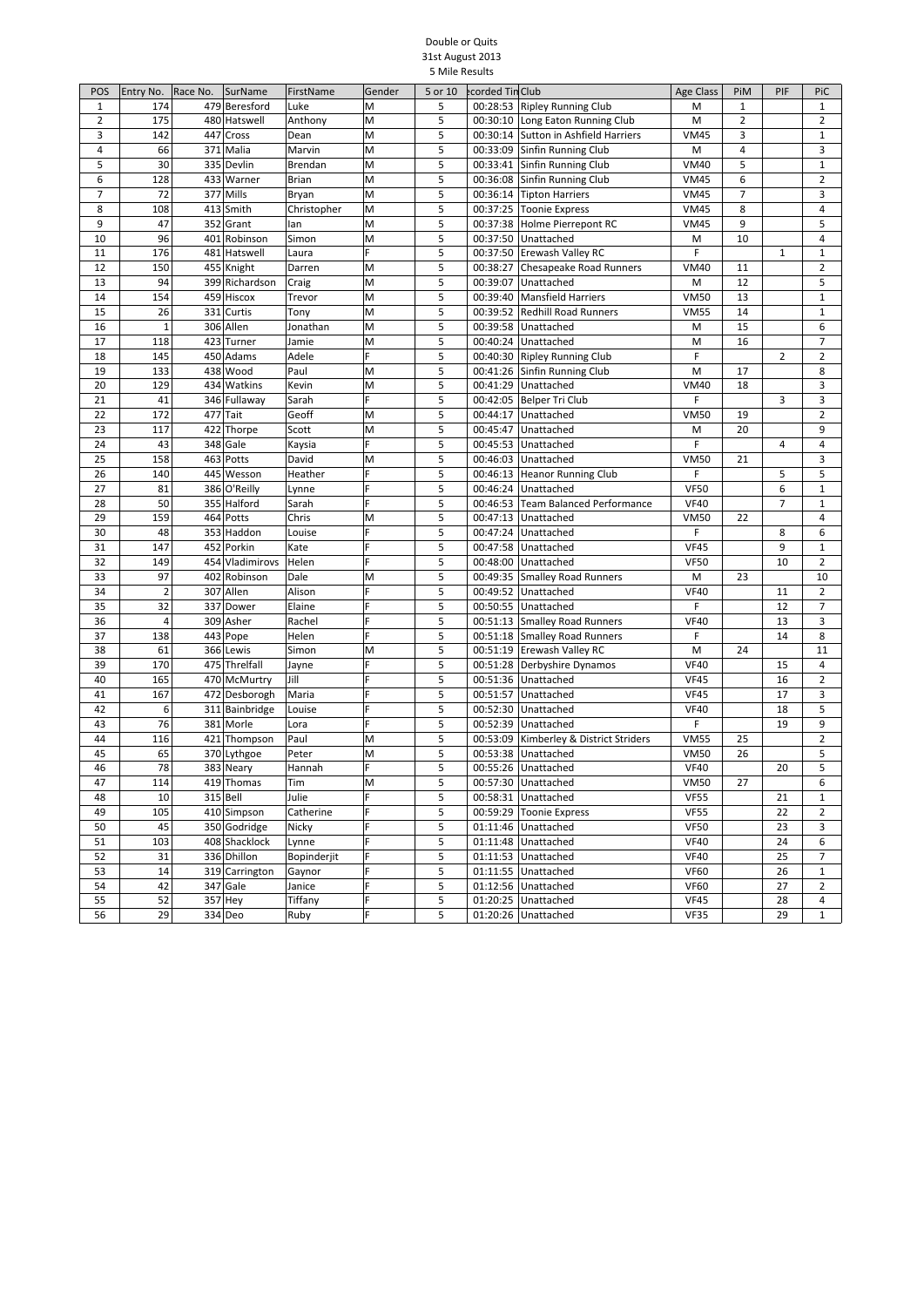Double or Quits
31st August 2013
5 Mile Results

| POS | Entry No. | Race No. | SurName | FirstName | Gender | 5 or 10 | ecorded Tin | Club | Age Class | PiM | PIF | PiC |
|---|---|---|---|---|---|---|---|---|---|---|---|---|
| 1 | 174 | 479 | Beresford | Luke | M | 5 | 00:28:53 | Ripley Running Club | M | 1 | | 1 |
| 2 | 175 | 480 | Hatswell | Anthony | M | 5 | 00:30:10 | Long Eaton Running Club | M | 2 | | 2 |
| 3 | 142 | 447 | Cross | Dean | M | 5 | 00:30:14 | Sutton in Ashfield Harriers | VM45 | 3 | | 1 |
| 4 | 66 | 371 | Malia | Marvin | M | 5 | 00:33:09 | Sinfin Running Club | M | 4 | | 3 |
| 5 | 30 | 335 | Devlin | Brendan | M | 5 | 00:33:41 | Sinfin Running Club | VM40 | 5 | | 1 |
| 6 | 128 | 433 | Warner | Brian | M | 5 | 00:36:08 | Sinfin Running Club | VM45 | 6 | | 2 |
| 7 | 72 | 377 | Mills | Bryan | M | 5 | 00:36:14 | Tipton Harriers | VM45 | 7 | | 3 |
| 8 | 108 | 413 | Smith | Christopher | M | 5 | 00:37:25 | Toonie Express | VM45 | 8 | | 4 |
| 9 | 47 | 352 | Grant | Ian | M | 5 | 00:37:38 | Holme Pierrepont RC | VM45 | 9 | | 5 |
| 10 | 96 | 401 | Robinson | Simon | M | 5 | 00:37:50 | Unattached | M | 10 | | 4 |
| 11 | 176 | 481 | Hatswell | Laura | F | 5 | 00:37:50 | Erewash Valley RC | F | | 1 | 1 |
| 12 | 150 | 455 | Knight | Darren | M | 5 | 00:38:27 | Chesapeake Road Runners | VM40 | 11 | | 2 |
| 13 | 94 | 399 | Richardson | Craig | M | 5 | 00:39:07 | Unattached | M | 12 | | 5 |
| 14 | 154 | 459 | Hiscox | Trevor | M | 5 | 00:39:40 | Mansfield Harriers | VM50 | 13 | | 1 |
| 15 | 26 | 331 | Curtis | Tony | M | 5 | 00:39:52 | Redhill Road Runners | VM55 | 14 | | 1 |
| 16 | 1 | 306 | Allen | Jonathan | M | 5 | 00:39:58 | Unattached | M | 15 | | 6 |
| 17 | 118 | 423 | Turner | Jamie | M | 5 | 00:40:24 | Unattached | M | 16 | | 7 |
| 18 | 145 | 450 | Adams | Adele | F | 5 | 00:40:30 | Ripley Running Club | F | | 2 | 2 |
| 19 | 133 | 438 | Wood | Paul | M | 5 | 00:41:26 | Sinfin Running Club | M | 17 | | 8 |
| 20 | 129 | 434 | Watkins | Kevin | M | 5 | 00:41:29 | Unattached | VM40 | 18 | | 3 |
| 21 | 41 | 346 | Fullaway | Sarah | F | 5 | 00:42:05 | Belper Tri Club | F | | 3 | 3 |
| 22 | 172 | 477 | Tait | Geoff | M | 5 | 00:44:17 | Unattached | VM50 | 19 | | 2 |
| 23 | 117 | 422 | Thorpe | Scott | M | 5 | 00:45:47 | Unattached | M | 20 | | 9 |
| 24 | 43 | 348 | Gale | Kaysia | F | 5 | 00:45:53 | Unattached | F | | 4 | 4 |
| 25 | 158 | 463 | Potts | David | M | 5 | 00:46:03 | Unattached | VM50 | 21 | | 3 |
| 26 | 140 | 445 | Wesson | Heather | F | 5 | 00:46:13 | Heanor Running Club | F | | 5 | 5 |
| 27 | 81 | 386 | O'Reilly | Lynne | F | 5 | 00:46:24 | Unattached | VF50 | | 6 | 1 |
| 28 | 50 | 355 | Halford | Sarah | F | 5 | 00:46:53 | Team Balanced Performance | VF40 | | 7 | 1 |
| 29 | 159 | 464 | Potts | Chris | M | 5 | 00:47:13 | Unattached | VM50 | 22 | | 4 |
| 30 | 48 | 353 | Haddon | Louise | F | 5 | 00:47:24 | Unattached | F | | 8 | 6 |
| 31 | 147 | 452 | Porkin | Kate | F | 5 | 00:47:58 | Unattached | VF45 | | 9 | 1 |
| 32 | 149 | 454 | Vladimirovs | Helen | F | 5 | 00:48:00 | Unattached | VF50 | | 10 | 2 |
| 33 | 97 | 402 | Robinson | Dale | M | 5 | 00:49:35 | Smalley Road Runners | M | 23 | | 10 |
| 34 | 2 | 307 | Allen | Alison | F | 5 | 00:49:52 | Unattached | VF40 | | 11 | 2 |
| 35 | 32 | 337 | Dower | Elaine | F | 5 | 00:50:55 | Unattached | F | | 12 | 7 |
| 36 | 4 | 309 | Asher | Rachel | F | 5 | 00:51:13 | Smalley Road Runners | VF40 | | 13 | 3 |
| 37 | 138 | 443 | Pope | Helen | F | 5 | 00:51:18 | Smalley Road Runners | F | | 14 | 8 |
| 38 | 61 | 366 | Lewis | Simon | M | 5 | 00:51:19 | Erewash Valley RC | M | 24 | | 11 |
| 39 | 170 | 475 | Threlfall | Jayne | F | 5 | 00:51:28 | Derbyshire Dynamos | VF40 | | 15 | 4 |
| 40 | 165 | 470 | McMurtry | Jill | F | 5 | 00:51:36 | Unattached | VF45 | | 16 | 2 |
| 41 | 167 | 472 | Desborogh | Maria | F | 5 | 00:51:57 | Unattached | VF45 | | 17 | 3 |
| 42 | 6 | 311 | Bainbridge | Louise | F | 5 | 00:52:30 | Unattached | VF40 | | 18 | 5 |
| 43 | 76 | 381 | Morle | Lora | F | 5 | 00:52:39 | Unattached | F | | 19 | 9 |
| 44 | 116 | 421 | Thompson | Paul | M | 5 | 00:53:09 | Kimberley & District Striders | VM55 | 25 | | 2 |
| 45 | 65 | 370 | Lythgoe | Peter | M | 5 | 00:53:38 | Unattached | VM50 | 26 | | 5 |
| 46 | 78 | 383 | Neary | Hannah | F | 5 | 00:55:26 | Unattached | VF40 | | 20 | 5 |
| 47 | 114 | 419 | Thomas | Tim | M | 5 | 00:57:30 | Unattached | VM50 | 27 | | 6 |
| 48 | 10 | 315 | Bell | Julie | F | 5 | 00:58:31 | Unattached | VF55 | | 21 | 1 |
| 49 | 105 | 410 | Simpson | Catherine | F | 5 | 00:59:29 | Toonie Express | VF55 | | 22 | 2 |
| 50 | 45 | 350 | Godridge | Nicky | F | 5 | 01:11:46 | Unattached | VF50 | | 23 | 3 |
| 51 | 103 | 408 | Shacklock | Lynne | F | 5 | 01:11:48 | Unattached | VF40 | | 24 | 6 |
| 52 | 31 | 336 | Dhillon | Bopinderjit | F | 5 | 01:11:53 | Unattached | VF40 | | 25 | 7 |
| 53 | 14 | 319 | Carrington | Gaynor | F | 5 | 01:11:55 | Unattached | VF60 | | 26 | 1 |
| 54 | 42 | 347 | Gale | Janice | F | 5 | 01:12:56 | Unattached | VF60 | | 27 | 2 |
| 55 | 52 | 357 | Hey | Tiffany | F | 5 | 01:20:25 | Unattached | VF45 | | 28 | 4 |
| 56 | 29 | 334 | Deo | Ruby | F | 5 | 01:20:26 | Unattached | VF35 | | 29 | 1 |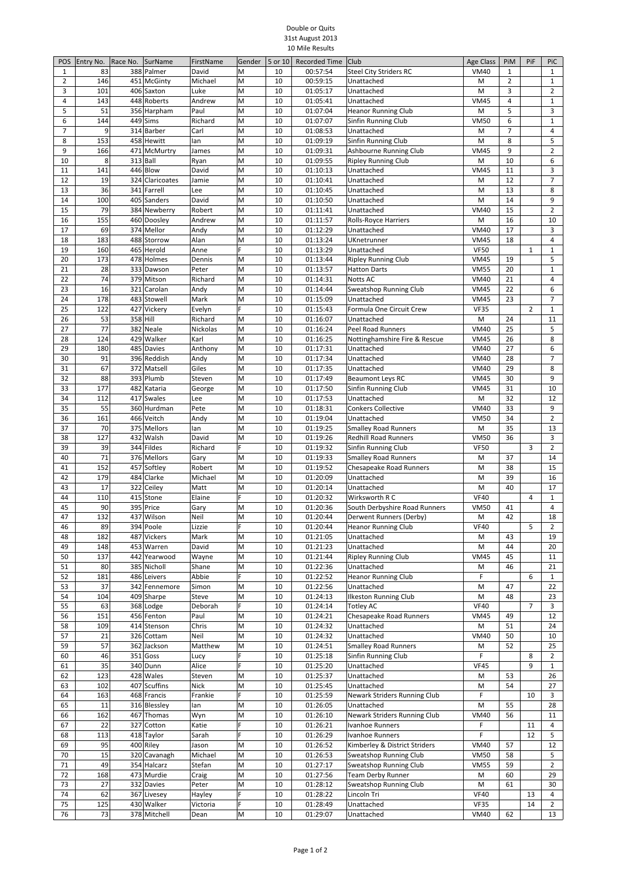Double or Quits
31st August 2013
10 Mile Results

| POS | Entry No. | Race No. | SurName | FirstName | Gender | 5 or 10 | Recorded Time | Club | Age Class | PiM | PiF | PiC |
|---|---|---|---|---|---|---|---|---|---|---|---|---|
| 1 | 83 | 388 | Palmer | David | M | 10 | 00:57:54 | Steel City Striders RC | VM40 | 1 | | 1 |
| 2 | 146 | 451 | McGinty | Michael | M | 10 | 00:59:15 | Unattached | M | 2 | | 1 |
| 3 | 101 | 406 | Saxton | Luke | M | 10 | 01:05:17 | Unattached | M | 3 | | 2 |
| 4 | 143 | 448 | Roberts | Andrew | M | 10 | 01:05:41 | Unattached | VM45 | 4 | | 1 |
| 5 | 51 | 356 | Harpham | Paul | M | 10 | 01:07:04 | Heanor Running Club | M | 5 | | 3 |
| 6 | 144 | 449 | Sims | Richard | M | 10 | 01:07:07 | Sinfin Running Club | VM50 | 6 | | 1 |
| 7 | 9 | 314 | Barber | Carl | M | 10 | 01:08:53 | Unattached | M | 7 | | 4 |
| 8 | 153 | 458 | Hewitt | Ian | M | 10 | 01:09:19 | Sinfin Running Club | M | 8 | | 5 |
| 9 | 166 | 471 | McMurtry | James | M | 10 | 01:09:31 | Ashbourne Running Club | VM45 | 9 | | 2 |
| 10 | 8 | 313 | Ball | Ryan | M | 10 | 01:09:55 | Ripley Running Club | M | 10 | | 6 |
| 11 | 141 | 446 | Blow | David | M | 10 | 01:10:13 | Unattached | VM45 | 11 | | 3 |
| 12 | 19 | 324 | Claricoates | Jamie | M | 10 | 01:10:41 | Unattached | M | 12 | | 7 |
| 13 | 36 | 341 | Farrell | Lee | M | 10 | 01:10:45 | Unattached | M | 13 | | 8 |
| 14 | 100 | 405 | Sanders | David | M | 10 | 01:10:50 | Unattached | M | 14 | | 9 |
| 15 | 79 | 384 | Newberry | Robert | M | 10 | 01:11:41 | Unattached | VM40 | 15 | | 2 |
| 16 | 155 | 460 | Doosley | Andrew | M | 10 | 01:11:57 | Rolls-Royce Harriers | M | 16 | | 10 |
| 17 | 69 | 374 | Mellor | Andy | M | 10 | 01:12:29 | Unattached | VM40 | 17 | | 3 |
| 18 | 183 | 488 | Storrow | Alan | M | 10 | 01:13:24 | UKnetrunner | VM45 | 18 | | 4 |
| 19 | 160 | 465 | Herold | Anne | F | 10 | 01:13:29 | Unattached | VF50 | | 1 | 1 |
| 20 | 173 | 478 | Holmes | Dennis | M | 10 | 01:13:44 | Ripley Running Club | VM45 | 19 | | 5 |
| 21 | 28 | 333 | Dawson | Peter | M | 10 | 01:13:57 | Hatton Darts | VM55 | 20 | | 1 |
| 22 | 74 | 379 | Mitson | Richard | M | 10 | 01:14:31 | Notts AC | VM40 | 21 | | 4 |
| 23 | 16 | 321 | Carolan | Andy | M | 10 | 01:14:44 | Sweatshop Running Club | VM45 | 22 | | 6 |
| 24 | 178 | 483 | Stowell | Mark | M | 10 | 01:15:09 | Unattached | VM45 | 23 | | 7 |
| 25 | 122 | 427 | Vickery | Evelyn | F | 10 | 01:15:43 | Formula One Circuit Crew | VF35 | | 2 | 1 |
| 26 | 53 | 358 | Hill | Richard | M | 10 | 01:16:07 | Unattached | M | 24 | | 11 |
| 27 | 77 | 382 | Neale | Nickolas | M | 10 | 01:16:24 | Peel Road Runners | VM40 | 25 | | 5 |
| 28 | 124 | 429 | Walker | Karl | M | 10 | 01:16:25 | Nottinghamshire Fire & Rescue | VM45 | 26 | | 8 |
| 29 | 180 | 485 | Davies | Anthony | M | 10 | 01:17:31 | Unattached | VM40 | 27 | | 6 |
| 30 | 91 | 396 | Reddish | Andy | M | 10 | 01:17:34 | Unattached | VM40 | 28 | | 7 |
| 31 | 67 | 372 | Matsell | Giles | M | 10 | 01:17:35 | Unattached | VM40 | 29 | | 8 |
| 32 | 88 | 393 | Plumb | Steven | M | 10 | 01:17:49 | Beaumont Leys RC | VM45 | 30 | | 9 |
| 33 | 177 | 482 | Kataria | George | M | 10 | 01:17:50 | Sinfin Running Club | VM45 | 31 | | 10 |
| 34 | 112 | 417 | Swales | Lee | M | 10 | 01:17:53 | Unattached | M | 32 | | 12 |
| 35 | 55 | 360 | Hurdman | Pete | M | 10 | 01:18:31 | Conkers Collective | VM40 | 33 | | 9 |
| 36 | 161 | 466 | Veitch | Andy | M | 10 | 01:19:04 | Unattached | VM50 | 34 | | 2 |
| 37 | 70 | 375 | Mellors | Ian | M | 10 | 01:19:25 | Smalley Road Runners | M | 35 | | 13 |
| 38 | 127 | 432 | Walsh | David | M | 10 | 01:19:26 | Redhill Road Runners | VM50 | 36 | | 3 |
| 39 | 39 | 344 | Fildes | Richard | F | 10 | 01:19:32 | Sinfin Running Club | VF50 | | 3 | 2 |
| 40 | 71 | 376 | Mellors | Gary | M | 10 | 01:19:33 | Smalley Road Runners | M | 37 | | 14 |
| 41 | 152 | 457 | Softley | Robert | M | 10 | 01:19:52 | Chesapeake Road Runners | M | 38 | | 15 |
| 42 | 179 | 484 | Clarke | Michael | M | 10 | 01:20:09 | Unattached | M | 39 | | 16 |
| 43 | 17 | 322 | Ceiley | Matt | M | 10 | 01:20:14 | Unattached | M | 40 | | 17 |
| 44 | 110 | 415 | Stone | Elaine | F | 10 | 01:20:32 | Wirksworth R C | VF40 | | 4 | 1 |
| 45 | 90 | 395 | Price | Gary | M | 10 | 01:20:36 | South Derbyshire Road Runners | VM50 | 41 | | 4 |
| 47 | 132 | 437 | Wilson | Neil | M | 10 | 01:20:44 | Derwent Runners (Derby) | M | 42 | | 18 |
| 46 | 89 | 394 | Poole | Lizzie | F | 10 | 01:20:44 | Heanor Running Club | VF40 | | 5 | 2 |
| 48 | 182 | 487 | Vickers | Mark | M | 10 | 01:21:05 | Unattached | M | 43 | | 19 |
| 49 | 148 | 453 | Warren | David | M | 10 | 01:21:23 | Unattached | M | 44 | | 20 |
| 50 | 137 | 442 | Yearwood | Wayne | M | 10 | 01:21:44 | Ripley Running Club | VM45 | 45 | | 11 |
| 51 | 80 | 385 | Nicholl | Shane | M | 10 | 01:22:36 | Unattached | M | 46 | | 21 |
| 52 | 181 | 486 | Leivers | Abbie | F | 10 | 01:22:52 | Heanor Running Club | F | | 6 | 1 |
| 53 | 37 | 342 | Fennemore | Simon | M | 10 | 01:22:56 | Unattached | M | 47 | | 22 |
| 54 | 104 | 409 | Sharpe | Steve | M | 10 | 01:24:13 | Ilkeston Running Club | M | 48 | | 23 |
| 55 | 63 | 368 | Lodge | Deborah | F | 10 | 01:24:14 | Totley AC | VF40 | | 7 | 3 |
| 56 | 151 | 456 | Fenton | Paul | M | 10 | 01:24:21 | Chesapeake Road Runners | VM45 | 49 | | 12 |
| 58 | 109 | 414 | Stenson | Chris | M | 10 | 01:24:32 | Unattached | M | 51 | | 24 |
| 57 | 21 | 326 | Cottam | Neil | M | 10 | 01:24:32 | Unattached | VM40 | 50 | | 10 |
| 59 | 57 | 362 | Jackson | Matthew | M | 10 | 01:24:51 | Smalley Road Runners | M | 52 | | 25 |
| 60 | 46 | 351 | Goss | Lucy | F | 10 | 01:25:18 | Sinfin Running Club | F | | 8 | 2 |
| 61 | 35 | 340 | Dunn | Alice | F | 10 | 01:25:20 | Unattached | VF45 | | 9 | 1 |
| 62 | 123 | 428 | Wales | Steven | M | 10 | 01:25:37 | Unattached | M | 53 | | 26 |
| 63 | 102 | 407 | Scuffins | Nick | M | 10 | 01:25:45 | Unattached | M | 54 | | 27 |
| 64 | 163 | 468 | Francis | Frankie | F | 10 | 01:25:59 | Newark Striders Running Club | F | | 10 | 3 |
| 65 | 11 | 316 | Blessley | Ian | M | 10 | 01:26:05 | Unattached | M | 55 | | 28 |
| 66 | 162 | 467 | Thomas | Wyn | M | 10 | 01:26:10 | Newark Striders Running Club | VM40 | 56 | | 11 |
| 67 | 22 | 327 | Cotton | Katie | F | 10 | 01:26:21 | Ivanhoe Runners | F | | 11 | 4 |
| 68 | 113 | 418 | Taylor | Sarah | F | 10 | 01:26:29 | Ivanhoe Runners | F | | 12 | 5 |
| 69 | 95 | 400 | Riley | Jason | M | 10 | 01:26:52 | Kimberley & District Striders | VM40 | 57 | | 12 |
| 70 | 15 | 320 | Cavanagh | Michael | M | 10 | 01:26:53 | Sweatshop Running Club | VM50 | 58 | | 5 |
| 71 | 49 | 354 | Halcarz | Stefan | M | 10 | 01:27:17 | Sweatshop Running Club | VM55 | 59 | | 2 |
| 72 | 168 | 473 | Murdie | Craig | M | 10 | 01:27:56 | Team Derby Runner | M | 60 | | 29 |
| 73 | 27 | 332 | Davies | Peter | M | 10 | 01:28:12 | Sweatshop Running Club | M | 61 | | 30 |
| 74 | 62 | 367 | Livesey | Hayley | F | 10 | 01:28:22 | Lincoln Tri | VF40 | | 13 | 4 |
| 75 | 125 | 430 | Walker | Victoria | F | 10 | 01:28:49 | Unattached | VF35 | | 14 | 2 |
| 76 | 73 | 378 | Mitchell | Dean | M | 10 | 01:29:07 | Unattached | VM40 | 62 | | 13 |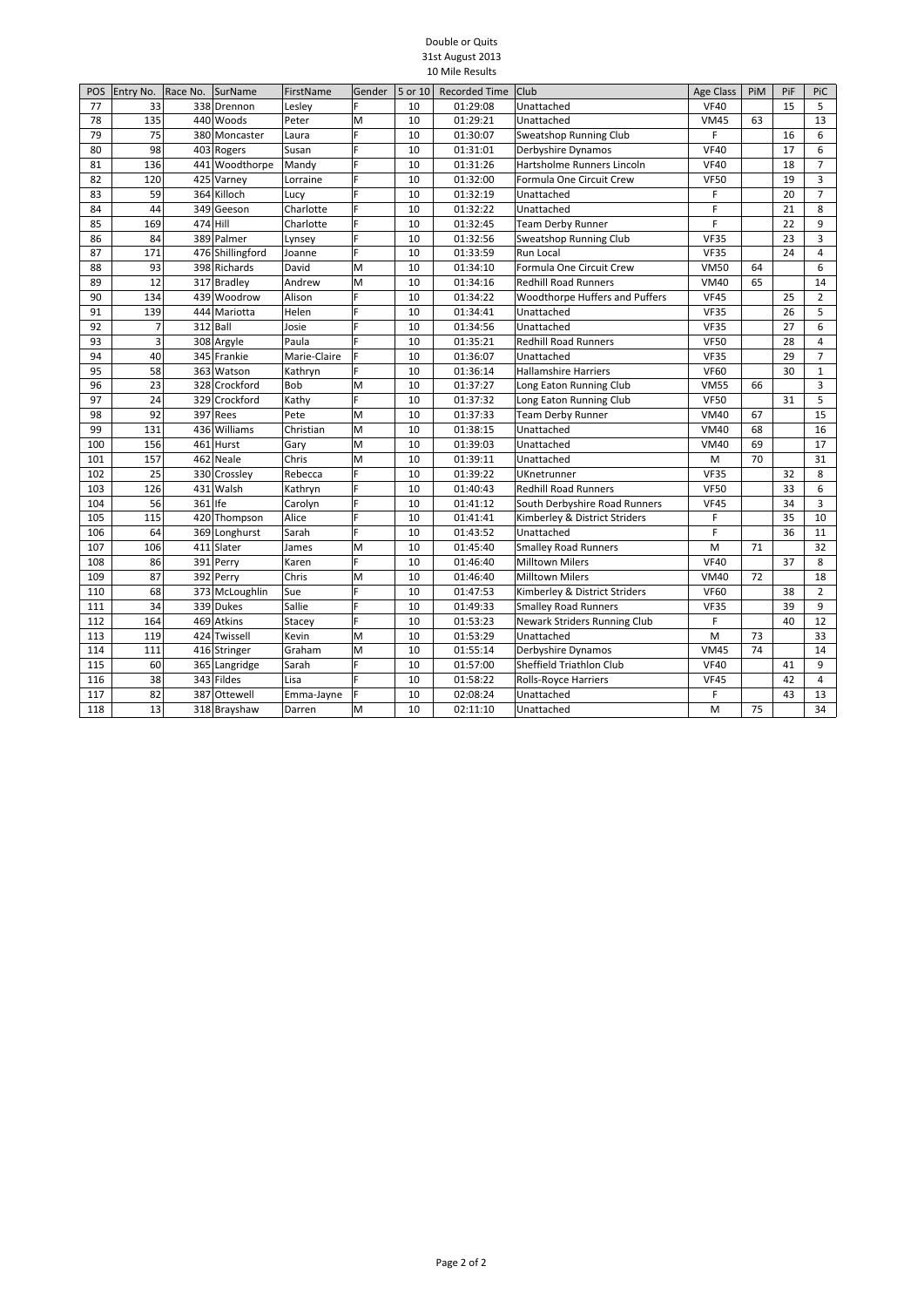Double or Quits
31st August 2013
10 Mile Results

| POS | Entry No. | Race No. | SurName | FirstName | Gender | 5 or 10 | Recorded Time | Club | Age Class | PiM | PiF | PiC |
|---|---|---|---|---|---|---|---|---|---|---|---|---|
| 77 | 33 | 338 | Drennon | Lesley | F | 10 | 01:29:08 | Unattached | VF40 | | 15 | 5 |
| 78 | 135 | 440 | Woods | Peter | M | 10 | 01:29:21 | Unattached | VM45 | 63 | | 13 |
| 79 | 75 | 380 | Moncaster | Laura | F | 10 | 01:30:07 | Sweatshop Running Club | F | | 16 | 6 |
| 80 | 98 | 403 | Rogers | Susan | F | 10 | 01:31:01 | Derbyshire Dynamos | VF40 | | 17 | 6 |
| 81 | 136 | 441 | Woodthorpe | Mandy | F | 10 | 01:31:26 | Hartsholme Runners Lincoln | VF40 | | 18 | 7 |
| 82 | 120 | 425 | Varney | Lorraine | F | 10 | 01:32:00 | Formula One Circuit Crew | VF50 | | 19 | 3 |
| 83 | 59 | 364 | Killoch | Lucy | F | 10 | 01:32:19 | Unattached | F | | 20 | 7 |
| 84 | 44 | 349 | Geeson | Charlotte | F | 10 | 01:32:22 | Unattached | F | | 21 | 8 |
| 85 | 169 | 474 | Hill | Charlotte | F | 10 | 01:32:45 | Team Derby Runner | F | | 22 | 9 |
| 86 | 84 | 389 | Palmer | Lynsey | F | 10 | 01:32:56 | Sweatshop Running Club | VF35 | | 23 | 3 |
| 87 | 171 | 476 | Shillingford | Joanne | F | 10 | 01:33:59 | Run Local | VF35 | | 24 | 4 |
| 88 | 93 | 398 | Richards | David | M | 10 | 01:34:10 | Formula One Circuit Crew | VM50 | 64 | | 6 |
| 89 | 12 | 317 | Bradley | Andrew | M | 10 | 01:34:16 | Redhill Road Runners | VM40 | 65 | | 14 |
| 90 | 134 | 439 | Woodrow | Alison | F | 10 | 01:34:22 | Woodthorpe Huffers and Puffers | VF45 | | 25 | 2 |
| 91 | 139 | 444 | Mariotta | Helen | F | 10 | 01:34:41 | Unattached | VF35 | | 26 | 5 |
| 92 | 7 | 312 | Ball | Josie | F | 10 | 01:34:56 | Unattached | VF35 | | 27 | 6 |
| 93 | 3 | 308 | Argyle | Paula | F | 10 | 01:35:21 | Redhill Road Runners | VF50 | | 28 | 4 |
| 94 | 40 | 345 | Frankie | Marie-Claire | F | 10 | 01:36:07 | Unattached | VF35 | | 29 | 7 |
| 95 | 58 | 363 | Watson | Kathryn | F | 10 | 01:36:14 | Hallamshire Harriers | VF60 | | 30 | 1 |
| 96 | 23 | 328 | Crockford | Bob | M | 10 | 01:37:27 | Long Eaton Running Club | VM55 | 66 | | 3 |
| 97 | 24 | 329 | Crockford | Kathy | F | 10 | 01:37:32 | Long Eaton Running Club | VF50 | | 31 | 5 |
| 98 | 92 | 397 | Rees | Pete | M | 10 | 01:37:33 | Team Derby Runner | VM40 | 67 | | 15 |
| 99 | 131 | 436 | Williams | Christian | M | 10 | 01:38:15 | Unattached | VM40 | 68 | | 16 |
| 100 | 156 | 461 | Hurst | Gary | M | 10 | 01:39:03 | Unattached | VM40 | 69 | | 17 |
| 101 | 157 | 462 | Neale | Chris | M | 10 | 01:39:11 | Unattached | M | 70 | | 31 |
| 102 | 25 | 330 | Crossley | Rebecca | F | 10 | 01:39:22 | UKnetrunner | VF35 | | 32 | 8 |
| 103 | 126 | 431 | Walsh | Kathryn | F | 10 | 01:40:43 | Redhill Road Runners | VF50 | | 33 | 6 |
| 104 | 56 | 361 | Ife | Carolyn | F | 10 | 01:41:12 | South Derbyshire Road Runners | VF45 | | 34 | 3 |
| 105 | 115 | 420 | Thompson | Alice | F | 10 | 01:41:41 | Kimberley & District Striders | F | | 35 | 10 |
| 106 | 64 | 369 | Longhurst | Sarah | F | 10 | 01:43:52 | Unattached | F | | 36 | 11 |
| 107 | 106 | 411 | Slater | James | M | 10 | 01:45:40 | Smalley Road Runners | M | 71 | | 32 |
| 108 | 86 | 391 | Perry | Karen | F | 10 | 01:46:40 | Milltown Milers | VF40 | | 37 | 8 |
| 109 | 87 | 392 | Perry | Chris | M | 10 | 01:46:40 | Milltown Milers | VM40 | 72 | | 18 |
| 110 | 68 | 373 | McLoughlin | Sue | F | 10 | 01:47:53 | Kimberley & District Striders | VF60 | | 38 | 2 |
| 111 | 34 | 339 | Dukes | Sallie | F | 10 | 01:49:33 | Smalley Road Runners | VF35 | | 39 | 9 |
| 112 | 164 | 469 | Atkins | Stacey | F | 10 | 01:53:23 | Newark Striders Running Club | F | | 40 | 12 |
| 113 | 119 | 424 | Twissell | Kevin | M | 10 | 01:53:29 | Unattached | M | 73 | | 33 |
| 114 | 111 | 416 | Stringer | Graham | M | 10 | 01:55:14 | Derbyshire Dynamos | VM45 | 74 | | 14 |
| 115 | 60 | 365 | Langridge | Sarah | F | 10 | 01:57:00 | Sheffield Triathlon Club | VF40 | | 41 | 9 |
| 116 | 38 | 343 | Fildes | Lisa | F | 10 | 01:58:22 | Rolls-Royce Harriers | VF45 | | 42 | 4 |
| 117 | 82 | 387 | Ottewell | Emma-Jayne | F | 10 | 02:08:24 | Unattached | F | | 43 | 13 |
| 118 | 13 | 318 | Brayshaw | Darren | M | 10 | 02:11:10 | Unattached | M | 75 | | 34 |